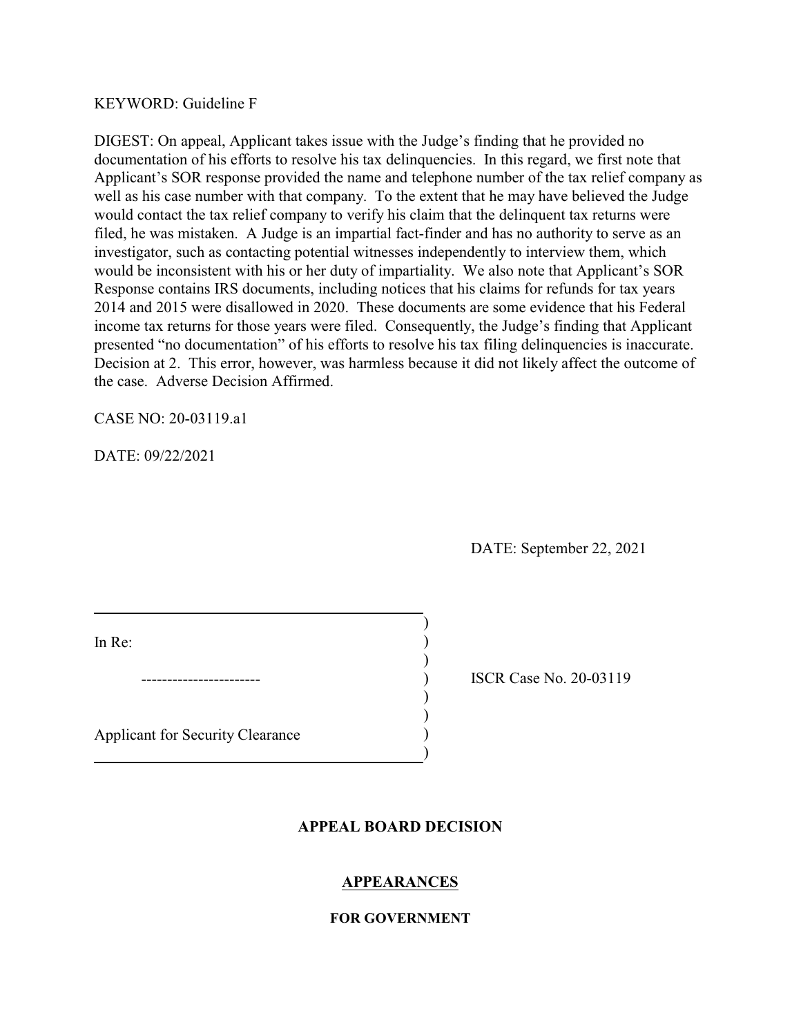KEYWORD: Guideline F

DIGEST: On appeal, Applicant takes issue with the Judge's finding that he provided no documentation of his efforts to resolve his tax delinquencies. In this regard, we first note that Applicant's SOR response provided the name and telephone number of the tax relief company as well as his case number with that company. To the extent that he may have believed the Judge would contact the tax relief company to verify his claim that the delinquent tax returns were filed, he was mistaken. A Judge is an impartial fact-finder and has no authority to serve as an investigator, such as contacting potential witnesses independently to interview them, which would be inconsistent with his or her duty of impartiality. We also note that Applicant's SOR Response contains IRS documents, including notices that his claims for refunds for tax years 2014 and 2015 were disallowed in 2020. These documents are some evidence that his Federal income tax returns for those years were filed. Consequently, the Judge's finding that Applicant presented "no documentation" of his efforts to resolve his tax filing delinquencies is inaccurate. Decision at 2. This error, however, was harmless because it did not likely affect the outcome of the case. Adverse Decision Affirmed.

CASE NO: 20-03119.a1

DATE: 09/22/2021

DATE: September 22, 2021

| | |
|---|---|
| In Re: | |
| ---------------------- | ISCR Case No. 20-03119 |
| Applicant for Security Clearance | |

## APPEAL BOARD DECISION

### APPEARANCES

#### FOR GOVERNMENT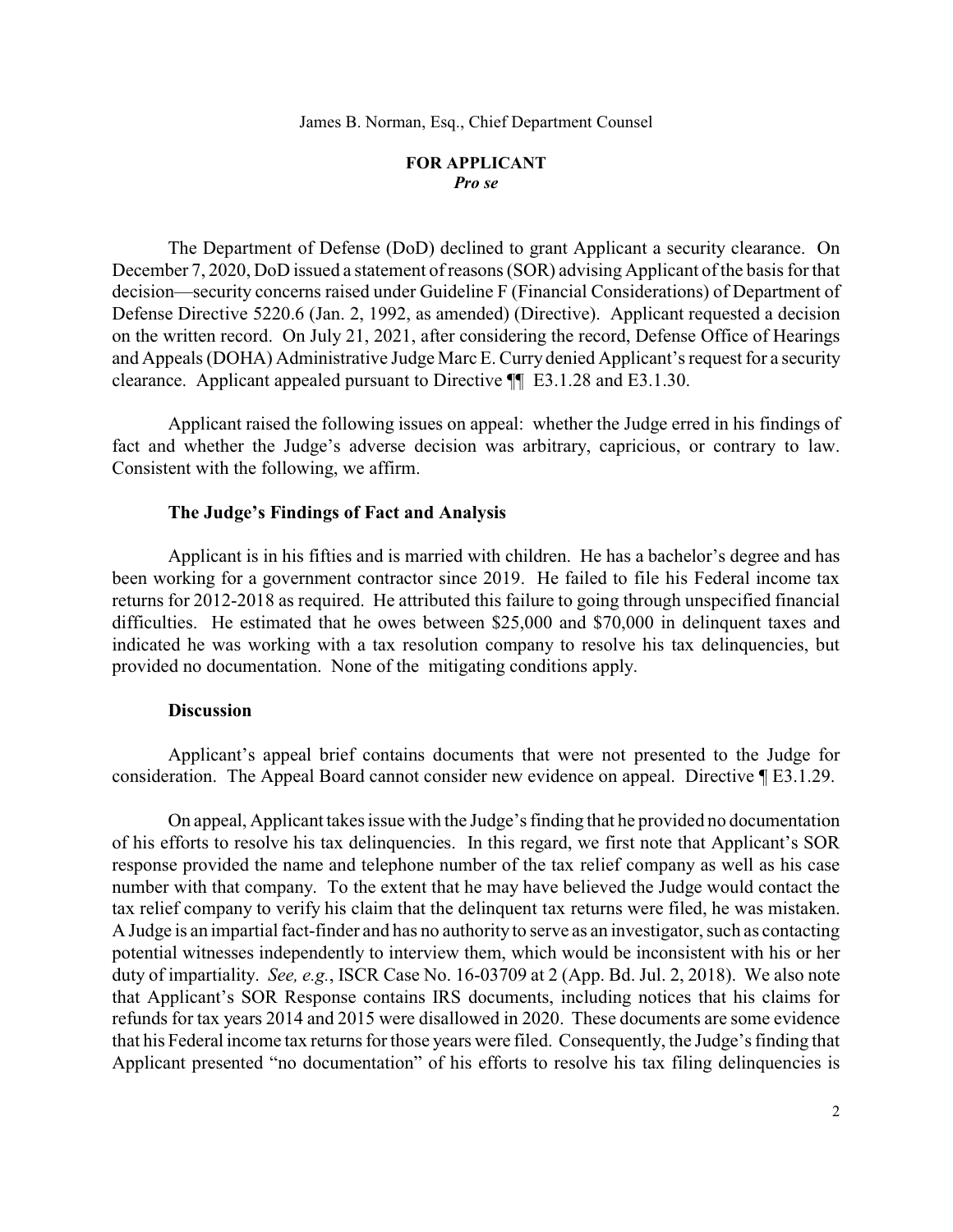James B. Norman, Esq., Chief Department Counsel

**FOR APPLICANT**
***Pro se***

The Department of Defense (DoD) declined to grant Applicant a security clearance. On December 7, 2020, DoD issued a statement of reasons (SOR) advising Applicant of the basis for that decision—security concerns raised under Guideline F (Financial Considerations) of Department of Defense Directive 5220.6 (Jan. 2, 1992, as amended) (Directive). Applicant requested a decision on the written record. On July 21, 2021, after considering the record, Defense Office of Hearings and Appeals (DOHA) Administrative Judge Marc E. Curry denied Applicant's request for a security clearance. Applicant appealed pursuant to Directive ¶¶ E3.1.28 and E3.1.30.

Applicant raised the following issues on appeal: whether the Judge erred in his findings of fact and whether the Judge's adverse decision was arbitrary, capricious, or contrary to law. Consistent with the following, we affirm.

### The Judge's Findings of Fact and Analysis

Applicant is in his fifties and is married with children. He has a bachelor's degree and has been working for a government contractor since 2019. He failed to file his Federal income tax returns for 2012-2018 as required. He attributed this failure to going through unspecified financial difficulties. He estimated that he owes between $25,000 and $70,000 in delinquent taxes and indicated he was working with a tax resolution company to resolve his tax delinquencies, but provided no documentation. None of the mitigating conditions apply.

### Discussion

Applicant's appeal brief contains documents that were not presented to the Judge for consideration. The Appeal Board cannot consider new evidence on appeal. Directive ¶ E3.1.29.

On appeal, Applicant takes issue with the Judge's finding that he provided no documentation of his efforts to resolve his tax delinquencies. In this regard, we first note that Applicant's SOR response provided the name and telephone number of the tax relief company as well as his case number with that company. To the extent that he may have believed the Judge would contact the tax relief company to verify his claim that the delinquent tax returns were filed, he was mistaken. A Judge is an impartial fact-finder and has no authority to serve as an investigator, such as contacting potential witnesses independently to interview them, which would be inconsistent with his or her duty of impartiality. *See, e.g.*, ISCR Case No. 16-03709 at 2 (App. Bd. Jul. 2, 2018). We also note that Applicant's SOR Response contains IRS documents, including notices that his claims for refunds for tax years 2014 and 2015 were disallowed in 2020. These documents are some evidence that his Federal income tax returns for those years were filed. Consequently, the Judge's finding that Applicant presented "no documentation" of his efforts to resolve his tax filing delinquencies is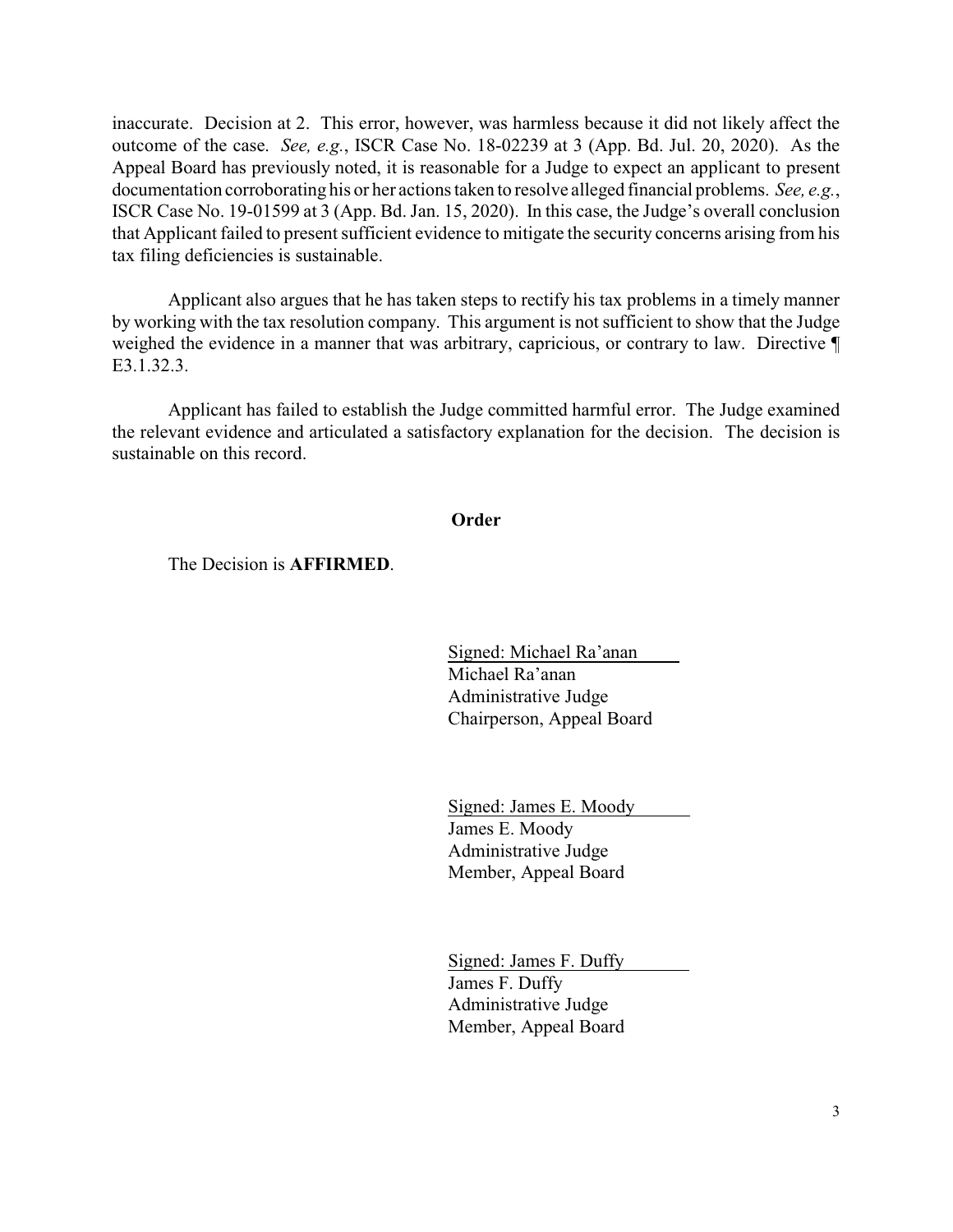inaccurate. Decision at 2. This error, however, was harmless because it did not likely affect the outcome of the case. *See, e.g.*, ISCR Case No. 18-02239 at 3 (App. Bd. Jul. 20, 2020). As the Appeal Board has previously noted, it is reasonable for a Judge to expect an applicant to present documentation corroborating his or her actions taken to resolve alleged financial problems. *See, e.g.*, ISCR Case No. 19-01599 at 3 (App. Bd. Jan. 15, 2020). In this case, the Judge's overall conclusion that Applicant failed to present sufficient evidence to mitigate the security concerns arising from his tax filing deficiencies is sustainable.

Applicant also argues that he has taken steps to rectify his tax problems in a timely manner by working with the tax resolution company. This argument is not sufficient to show that the Judge weighed the evidence in a manner that was arbitrary, capricious, or contrary to law. Directive ¶ E3.1.32.3.

Applicant has failed to establish the Judge committed harmful error. The Judge examined the relevant evidence and articulated a satisfactory explanation for the decision. The decision is sustainable on this record.

## Order

The Decision is **AFFIRMED**.

Signed: Michael Ra'anan
Michael Ra'anan
Administrative Judge
Chairperson, Appeal Board

Signed: James E. Moody
James E. Moody
Administrative Judge
Member, Appeal Board

Signed: James F. Duffy
James F. Duffy
Administrative Judge
Member, Appeal Board